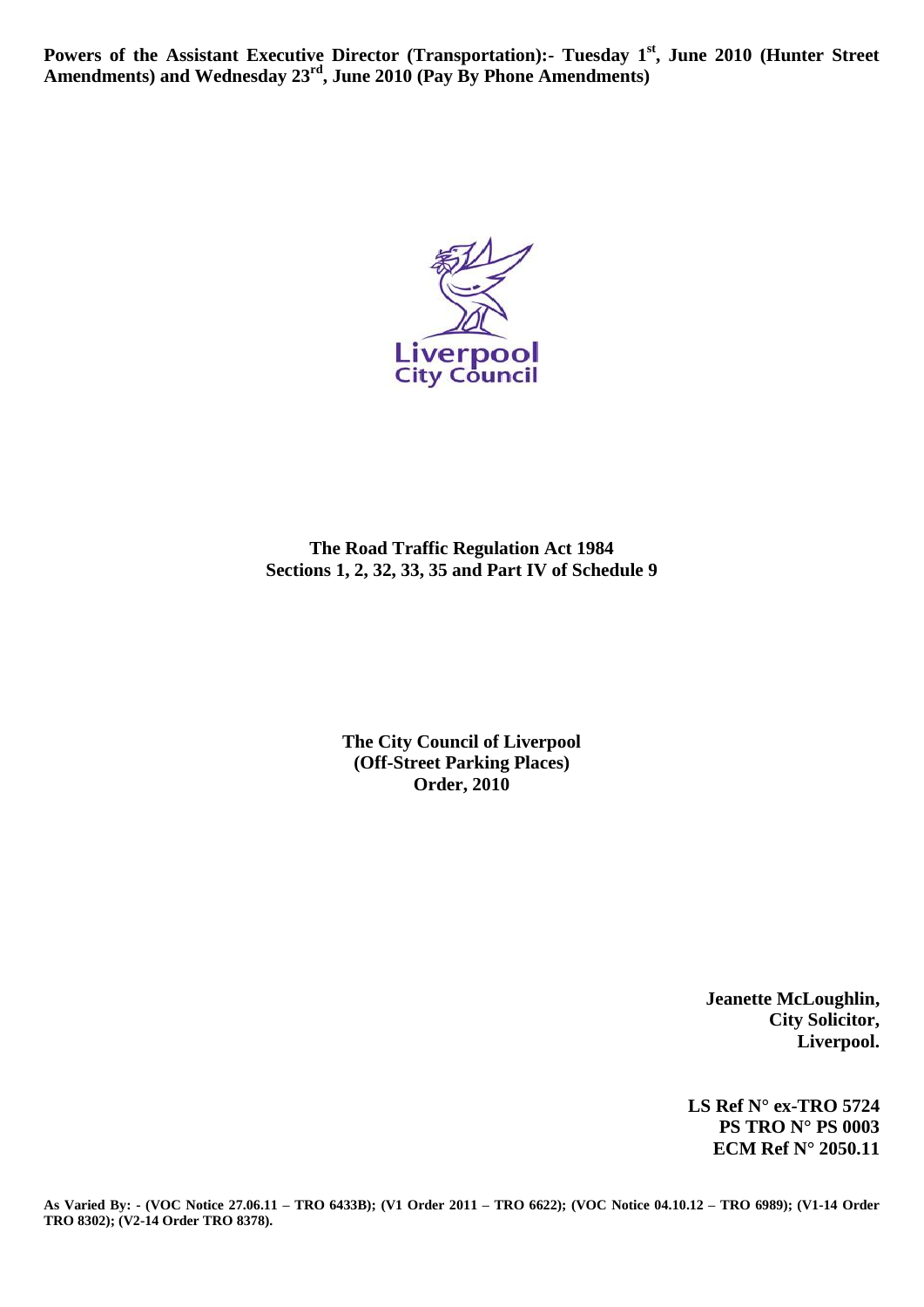**Powers of the Assistant Executive Director (Transportation):- Tuesday 1st, June 2010 (Hunter Street Amendments) and Wednesday 23rd, June 2010 (Pay By Phone Amendments)**

Liverpool City Council

**The Road Traffic Regulation Act 1984**
**Sections 1, 2, 32, 33, 35 and Part IV of Schedule 9**

**The City Council of Liverpool**
**(Off-Street Parking Places)**
**Order, 2010**

**Jeanette McLoughlin,**
**City Solicitor,**
**Liverpool.**

**LS Ref N° ex-TRO 5724**
**PS TRO N° PS 0003**
**ECM Ref N° 2050.11**

**As Varied By: - (VOC Notice 27.06.11 – TRO 6433B); (V1 Order 2011 – TRO 6622); (VOC Notice 04.10.12 – TRO 6989); (V1-14 Order TRO 8302); (V2-14 Order TRO 8378).**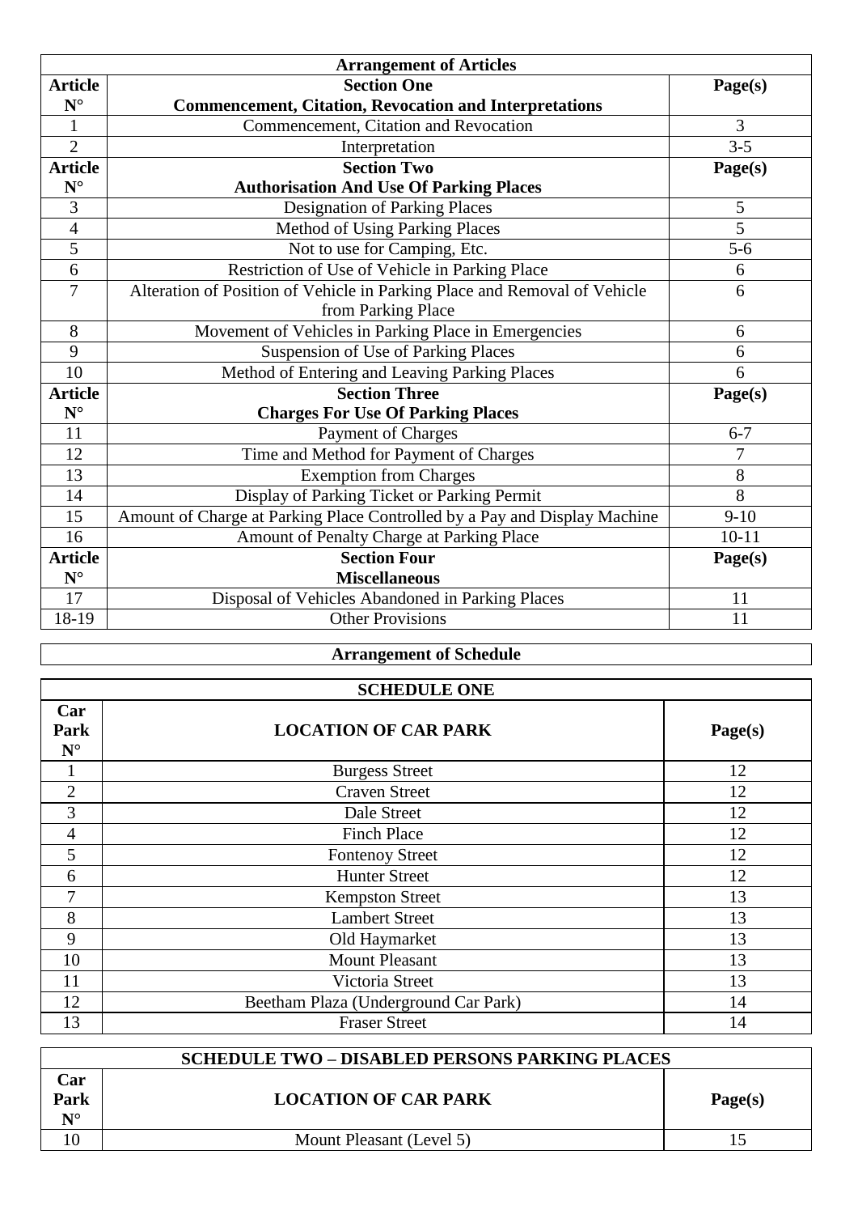| **Arrangement of Articles** | | |
|---|---|---|
| **Article N°** | **Section One**<br>**Commencement, Citation, Revocation and Interpretations** | **Page(s)** |
| 1 | Commencement, Citation and Revocation | 3 |
| 2 | Interpretation | 3-5 |
| **Article N°** | **Section Two**<br>**Authorisation And Use Of Parking Places** | **Page(s)** |
| 3 | Designation of Parking Places | 5 |
| 4 | Method of Using Parking Places | 5 |
| 5 | Not to use for Camping, Etc. | 5-6 |
| 6 | Restriction of Use of Vehicle in Parking Place | 6 |
| 7 | Alteration of Position of Vehicle in Parking Place and Removal of Vehicle from Parking Place | 6 |
| 8 | Movement of Vehicles in Parking Place in Emergencies | 6 |
| 9 | Suspension of Use of Parking Places | 6 |
| 10 | Method of Entering and Leaving Parking Places | 6 |
| **Article N°** | **Section Three**<br>**Charges For Use Of Parking Places** | **Page(s)** |
| 11 | Payment of Charges | 6-7 |
| 12 | Time and Method for Payment of Charges | 7 |
| 13 | Exemption from Charges | 8 |
| 14 | Display of Parking Ticket or Parking Permit | 8 |
| 15 | Amount of Charge at Parking Place Controlled by a Pay and Display Machine | 9-10 |
| 16 | Amount of Penalty Charge at Parking Place | 10-11 |
| **Article N°** | **Section Four**<br>**Miscellaneous** | **Page(s)** |
| 17 | Disposal of Vehicles Abandoned in Parking Places | 11 |
| 18-19 | Other Provisions | 11 |

**Arrangement of Schedule**

| **SCHEDULE ONE** | | |
|---|---|---|
| **Car Park N°** | **LOCATION OF CAR PARK** | **Page(s)** |
| 1 | Burgess Street | 12 |
| 2 | Craven Street | 12 |
| 3 | Dale Street | 12 |
| 4 | Finch Place | 12 |
| 5 | Fontenoy Street | 12 |
| 6 | Hunter Street | 12 |
| 7 | Kempston Street | 13 |
| 8 | Lambert Street | 13 |
| 9 | Old Haymarket | 13 |
| 10 | Mount Pleasant | 13 |
| 11 | Victoria Street | 13 |
| 12 | Beetham Plaza (Underground Car Park) | 14 |
| 13 | Fraser Street | 14 |

| **SCHEDULE TWO – DISABLED PERSONS PARKING PLACES** | | |
|---|---|---|
| **Car Park N°** | **LOCATION OF CAR PARK** | **Page(s)** |
| 10 | Mount Pleasant (Level 5) | 15 |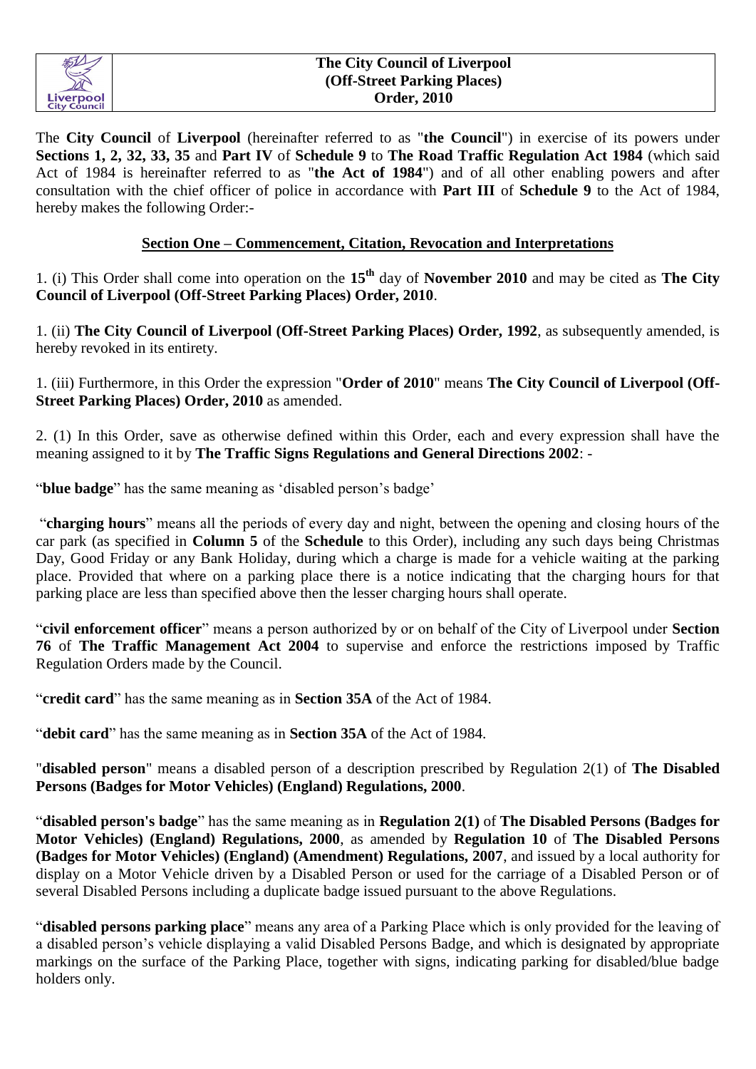**The City Council of Liverpool (Off-Street Parking Places) Order, 2010**

The **City Council** of **Liverpool** (hereinafter referred to as "**the Council**") in exercise of its powers under **Sections 1, 2, 32, 33, 35** and **Part IV** of **Schedule 9** to **The Road Traffic Regulation Act 1984** (which said Act of 1984 is hereinafter referred to as "**the Act of 1984**") and of all other enabling powers and after consultation with the chief officer of police in accordance with **Part III** of **Schedule 9** to the Act of 1984, hereby makes the following Order:-

## Section One – Commencement, Citation, Revocation and Interpretations

1. (i) This Order shall come into operation on the **15th** day of **November 2010** and may be cited as **The City Council of Liverpool (Off-Street Parking Places) Order, 2010**.

1. (ii) **The City Council of Liverpool (Off-Street Parking Places) Order, 1992**, as subsequently amended, is hereby revoked in its entirety.

1. (iii) Furthermore, in this Order the expression "**Order of 2010**" means **The City Council of Liverpool (Off-Street Parking Places) Order, 2010** as amended.

2. (1) In this Order, save as otherwise defined within this Order, each and every expression shall have the meaning assigned to it by **The Traffic Signs Regulations and General Directions 2002**: -

"**blue badge**" has the same meaning as 'disabled person's badge'

"**charging hours**" means all the periods of every day and night, between the opening and closing hours of the car park (as specified in **Column 5** of the **Schedule** to this Order), including any such days being Christmas Day, Good Friday or any Bank Holiday, during which a charge is made for a vehicle waiting at the parking place. Provided that where on a parking place there is a notice indicating that the charging hours for that parking place are less than specified above then the lesser charging hours shall operate.

"**civil enforcement officer**" means a person authorized by or on behalf of the City of Liverpool under **Section 76** of **The Traffic Management Act 2004** to supervise and enforce the restrictions imposed by Traffic Regulation Orders made by the Council.

"**credit card**" has the same meaning as in **Section 35A** of the Act of 1984.

"**debit card**" has the same meaning as in **Section 35A** of the Act of 1984.

"**disabled person**" means a disabled person of a description prescribed by Regulation 2(1) of **The Disabled Persons (Badges for Motor Vehicles) (England) Regulations, 2000**.

"**disabled person's badge**" has the same meaning as in **Regulation 2(1)** of **The Disabled Persons (Badges for Motor Vehicles) (England) Regulations, 2000**, as amended by **Regulation 10** of **The Disabled Persons (Badges for Motor Vehicles) (England) (Amendment) Regulations, 2007**, and issued by a local authority for display on a Motor Vehicle driven by a Disabled Person or used for the carriage of a Disabled Person or of several Disabled Persons including a duplicate badge issued pursuant to the above Regulations.

"**disabled persons parking place**" means any area of a Parking Place which is only provided for the leaving of a disabled person's vehicle displaying a valid Disabled Persons Badge, and which is designated by appropriate markings on the surface of the Parking Place, together with signs, indicating parking for disabled/blue badge holders only.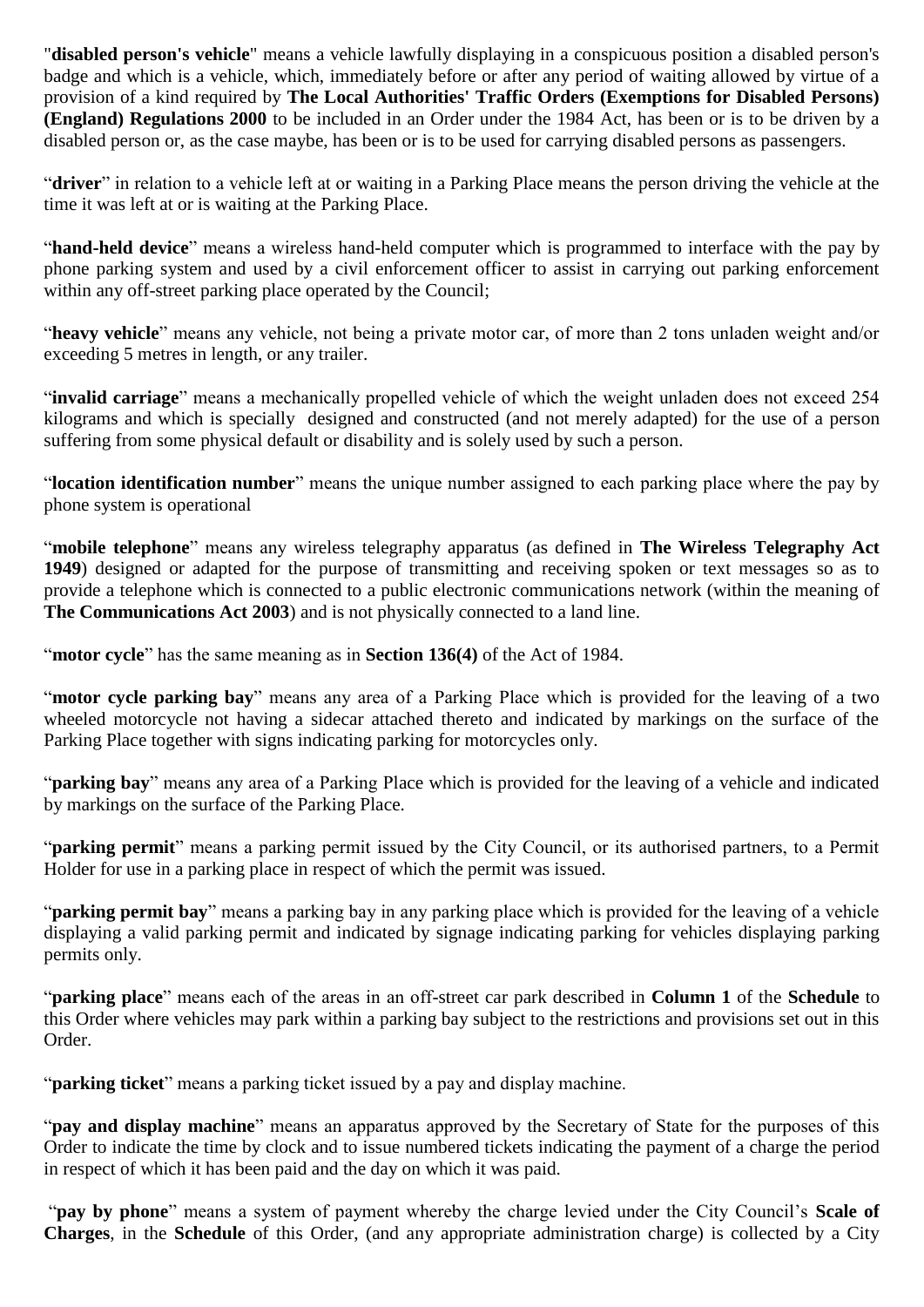"**disabled person's vehicle**" means a vehicle lawfully displaying in a conspicuous position a disabled person's badge and which is a vehicle, which, immediately before or after any period of waiting allowed by virtue of a provision of a kind required by **The Local Authorities' Traffic Orders (Exemptions for Disabled Persons) (England) Regulations 2000** to be included in an Order under the 1984 Act, has been or is to be driven by a disabled person or, as the case maybe, has been or is to be used for carrying disabled persons as passengers.

"**driver**" in relation to a vehicle left at or waiting in a Parking Place means the person driving the vehicle at the time it was left at or is waiting at the Parking Place.

"**hand-held device**" means a wireless hand-held computer which is programmed to interface with the pay by phone parking system and used by a civil enforcement officer to assist in carrying out parking enforcement within any off-street parking place operated by the Council;

"**heavy vehicle**" means any vehicle, not being a private motor car, of more than 2 tons unladen weight and/or exceeding 5 metres in length, or any trailer.

"**invalid carriage**" means a mechanically propelled vehicle of which the weight unladen does not exceed 254 kilograms and which is specially designed and constructed (and not merely adapted) for the use of a person suffering from some physical default or disability and is solely used by such a person.

"**location identification number**" means the unique number assigned to each parking place where the pay by phone system is operational

"**mobile telephone**" means any wireless telegraphy apparatus (as defined in **The Wireless Telegraphy Act 1949**) designed or adapted for the purpose of transmitting and receiving spoken or text messages so as to provide a telephone which is connected to a public electronic communications network (within the meaning of **The Communications Act 2003**) and is not physically connected to a land line.

"**motor cycle**" has the same meaning as in **Section 136(4)** of the Act of 1984.

"**motor cycle parking bay**" means any area of a Parking Place which is provided for the leaving of a two wheeled motorcycle not having a sidecar attached thereto and indicated by markings on the surface of the Parking Place together with signs indicating parking for motorcycles only.

"**parking bay**" means any area of a Parking Place which is provided for the leaving of a vehicle and indicated by markings on the surface of the Parking Place.

"**parking permit**" means a parking permit issued by the City Council, or its authorised partners, to a Permit Holder for use in a parking place in respect of which the permit was issued.

"**parking permit bay**" means a parking bay in any parking place which is provided for the leaving of a vehicle displaying a valid parking permit and indicated by signage indicating parking for vehicles displaying parking permits only.

"**parking place**" means each of the areas in an off-street car park described in **Column 1** of the **Schedule** to this Order where vehicles may park within a parking bay subject to the restrictions and provisions set out in this Order.

"**parking ticket**" means a parking ticket issued by a pay and display machine.

"**pay and display machine**" means an apparatus approved by the Secretary of State for the purposes of this Order to indicate the time by clock and to issue numbered tickets indicating the payment of a charge the period in respect of which it has been paid and the day on which it was paid.

"**pay by phone**" means a system of payment whereby the charge levied under the City Council's **Scale of Charges**, in the **Schedule** of this Order, (and any appropriate administration charge) is collected by a City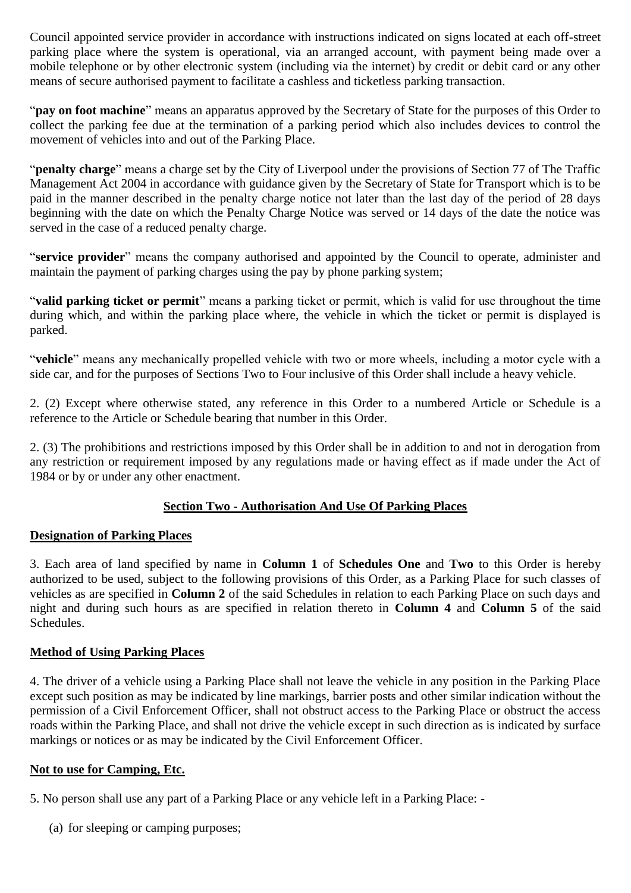Council appointed service provider in accordance with instructions indicated on signs located at each off-street parking place where the system is operational, via an arranged account, with payment being made over a mobile telephone or by other electronic system (including via the internet) by credit or debit card or any other means of secure authorised payment to facilitate a cashless and ticketless parking transaction.

"**pay on foot machine**" means an apparatus approved by the Secretary of State for the purposes of this Order to collect the parking fee due at the termination of a parking period which also includes devices to control the movement of vehicles into and out of the Parking Place.

"**penalty charge**" means a charge set by the City of Liverpool under the provisions of Section 77 of The Traffic Management Act 2004 in accordance with guidance given by the Secretary of State for Transport which is to be paid in the manner described in the penalty charge notice not later than the last day of the period of 28 days beginning with the date on which the Penalty Charge Notice was served or 14 days of the date the notice was served in the case of a reduced penalty charge.

"**service provider**" means the company authorised and appointed by the Council to operate, administer and maintain the payment of parking charges using the pay by phone parking system;

"**valid parking ticket or permit**" means a parking ticket or permit, which is valid for use throughout the time during which, and within the parking place where, the vehicle in which the ticket or permit is displayed is parked.

"**vehicle**" means any mechanically propelled vehicle with two or more wheels, including a motor cycle with a side car, and for the purposes of Sections Two to Four inclusive of this Order shall include a heavy vehicle.

2. (2) Except where otherwise stated, any reference in this Order to a numbered Article or Schedule is a reference to the Article or Schedule bearing that number in this Order.

2. (3) The prohibitions and restrictions imposed by this Order shall be in addition to and not in derogation from any restriction or requirement imposed by any regulations made or having effect as if made under the Act of 1984 or by or under any other enactment.

## Section Two - Authorisation And Use Of Parking Places

### Designation of Parking Places

3. Each area of land specified by name in **Column 1** of **Schedules One** and **Two** to this Order is hereby authorized to be used, subject to the following provisions of this Order, as a Parking Place for such classes of vehicles as are specified in **Column 2** of the said Schedules in relation to each Parking Place on such days and night and during such hours as are specified in relation thereto in **Column 4** and **Column 5** of the said Schedules.

### Method of Using Parking Places

4. The driver of a vehicle using a Parking Place shall not leave the vehicle in any position in the Parking Place except such position as may be indicated by line markings, barrier posts and other similar indication without the permission of a Civil Enforcement Officer, shall not obstruct access to the Parking Place or obstruct the access roads within the Parking Place, and shall not drive the vehicle except in such direction as is indicated by surface markings or notices or as may be indicated by the Civil Enforcement Officer.

### Not to use for Camping, Etc.

5. No person shall use any part of a Parking Place or any vehicle left in a Parking Place: -

(a) for sleeping or camping purposes;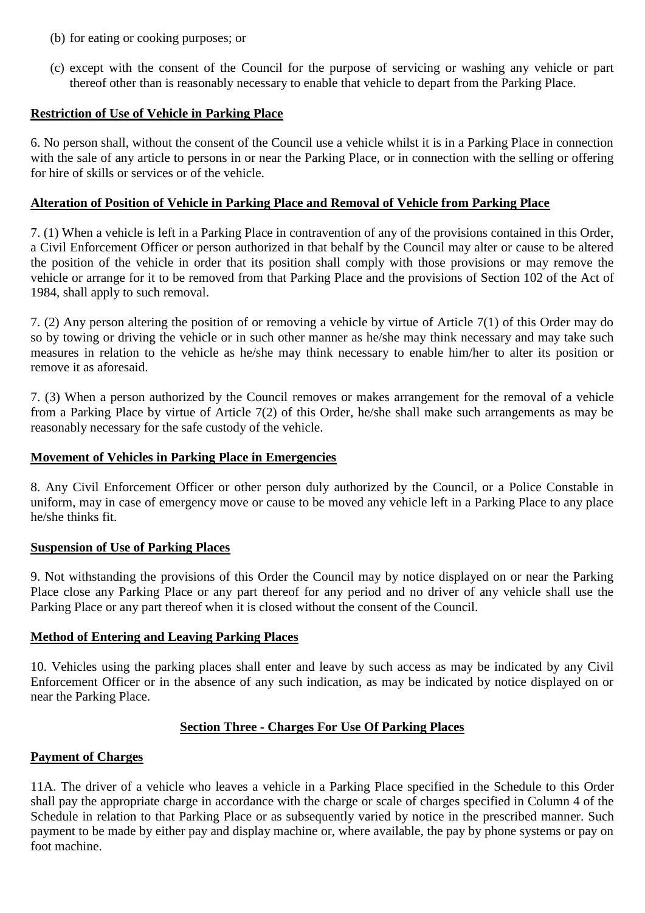(b) for eating or cooking purposes; or

(c) except with the consent of the Council for the purpose of servicing or washing any vehicle or part thereof other than is reasonably necessary to enable that vehicle to depart from the Parking Place.

**Restriction of Use of Vehicle in Parking Place**

6. No person shall, without the consent of the Council use a vehicle whilst it is in a Parking Place in connection with the sale of any article to persons in or near the Parking Place, or in connection with the selling or offering for hire of skills or services or of the vehicle.

**Alteration of Position of Vehicle in Parking Place and Removal of Vehicle from Parking Place**

7. (1) When a vehicle is left in a Parking Place in contravention of any of the provisions contained in this Order, a Civil Enforcement Officer or person authorized in that behalf by the Council may alter or cause to be altered the position of the vehicle in order that its position shall comply with those provisions or may remove the vehicle or arrange for it to be removed from that Parking Place and the provisions of Section 102 of the Act of 1984, shall apply to such removal.

7. (2) Any person altering the position of or removing a vehicle by virtue of Article 7(1) of this Order may do so by towing or driving the vehicle or in such other manner as he/she may think necessary and may take such measures in relation to the vehicle as he/she may think necessary to enable him/her to alter its position or remove it as aforesaid.

7. (3) When a person authorized by the Council removes or makes arrangement for the removal of a vehicle from a Parking Place by virtue of Article 7(2) of this Order, he/she shall make such arrangements as may be reasonably necessary for the safe custody of the vehicle.

**Movement of Vehicles in Parking Place in Emergencies**

8. Any Civil Enforcement Officer or other person duly authorized by the Council, or a Police Constable in uniform, may in case of emergency move or cause to be moved any vehicle left in a Parking Place to any place he/she thinks fit.

**Suspension of Use of Parking Places**

9. Not withstanding the provisions of this Order the Council may by notice displayed on or near the Parking Place close any Parking Place or any part thereof for any period and no driver of any vehicle shall use the Parking Place or any part thereof when it is closed without the consent of the Council.

**Method of Entering and Leaving Parking Places**

10. Vehicles using the parking places shall enter and leave by such access as may be indicated by any Civil Enforcement Officer or in the absence of any such indication, as may be indicated by notice displayed on or near the Parking Place.

## Section Three - Charges For Use Of Parking Places

**Payment of Charges**

11A. The driver of a vehicle who leaves a vehicle in a Parking Place specified in the Schedule to this Order shall pay the appropriate charge in accordance with the charge or scale of charges specified in Column 4 of the Schedule in relation to that Parking Place or as subsequently varied by notice in the prescribed manner. Such payment to be made by either pay and display machine or, where available, the pay by phone systems or pay on foot machine.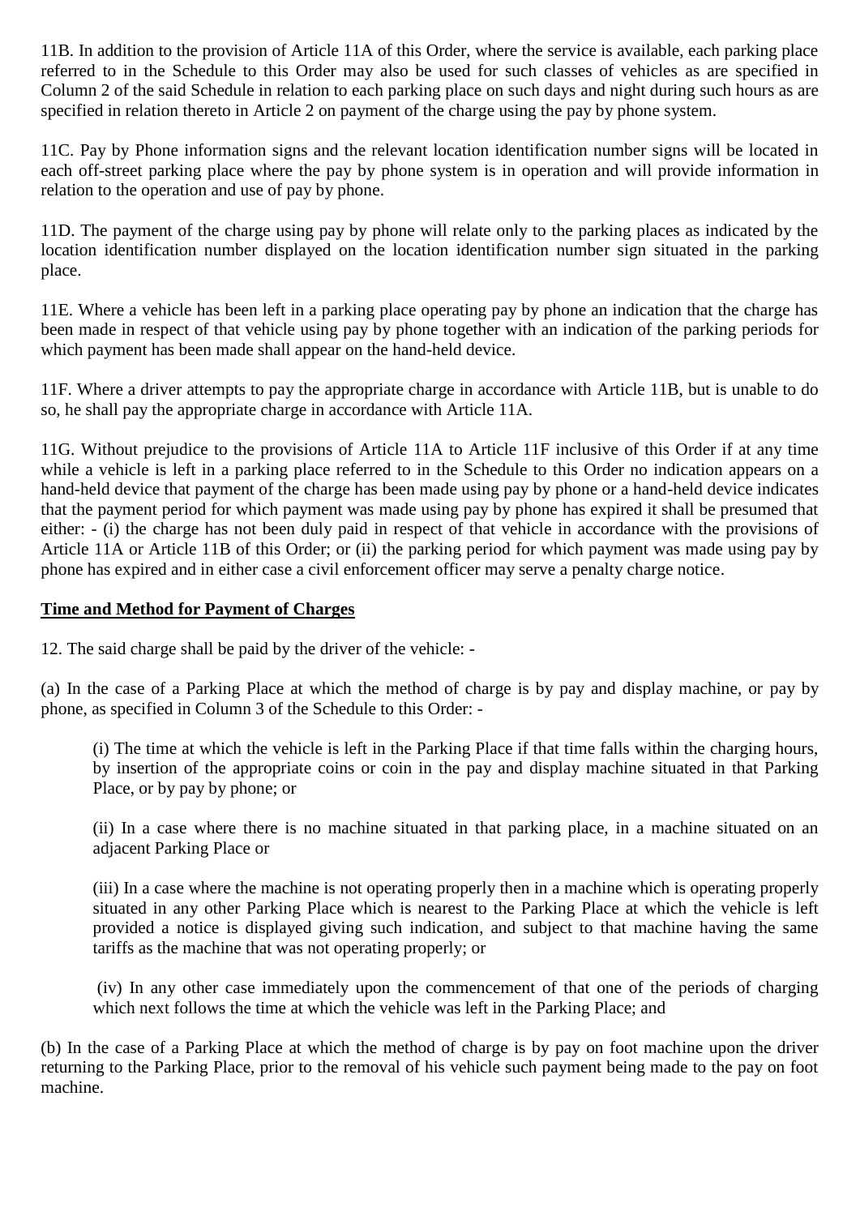11B. In addition to the provision of Article 11A of this Order, where the service is available, each parking place referred to in the Schedule to this Order may also be used for such classes of vehicles as are specified in Column 2 of the said Schedule in relation to each parking place on such days and night during such hours as are specified in relation thereto in Article 2 on payment of the charge using the pay by phone system.

11C. Pay by Phone information signs and the relevant location identification number signs will be located in each off-street parking place where the pay by phone system is in operation and will provide information in relation to the operation and use of pay by phone.

11D. The payment of the charge using pay by phone will relate only to the parking places as indicated by the location identification number displayed on the location identification number sign situated in the parking place.

11E. Where a vehicle has been left in a parking place operating pay by phone an indication that the charge has been made in respect of that vehicle using pay by phone together with an indication of the parking periods for which payment has been made shall appear on the hand-held device.

11F. Where a driver attempts to pay the appropriate charge in accordance with Article 11B, but is unable to do so, he shall pay the appropriate charge in accordance with Article 11A.

11G. Without prejudice to the provisions of Article 11A to Article 11F inclusive of this Order if at any time while a vehicle is left in a parking place referred to in the Schedule to this Order no indication appears on a hand-held device that payment of the charge has been made using pay by phone or a hand-held device indicates that the payment period for which payment was made using pay by phone has expired it shall be presumed that either: - (i) the charge has not been duly paid in respect of that vehicle in accordance with the provisions of Article 11A or Article 11B of this Order; or (ii) the parking period for which payment was made using pay by phone has expired and in either case a civil enforcement officer may serve a penalty charge notice.

**Time and Method for Payment of Charges**

12. The said charge shall be paid by the driver of the vehicle: -

(a) In the case of a Parking Place at which the method of charge is by pay and display machine, or pay by phone, as specified in Column 3 of the Schedule to this Order: -

> (i) The time at which the vehicle is left in the Parking Place if that time falls within the charging hours, by insertion of the appropriate coins or coin in the pay and display machine situated in that Parking Place, or by pay by phone; or
>
> (ii) In a case where there is no machine situated in that parking place, in a machine situated on an adjacent Parking Place or
>
> (iii) In a case where the machine is not operating properly then in a machine which is operating properly situated in any other Parking Place which is nearest to the Parking Place at which the vehicle is left provided a notice is displayed giving such indication, and subject to that machine having the same tariffs as the machine that was not operating properly; or
>
> (iv) In any other case immediately upon the commencement of that one of the periods of charging which next follows the time at which the vehicle was left in the Parking Place; and

(b) In the case of a Parking Place at which the method of charge is by pay on foot machine upon the driver returning to the Parking Place, prior to the removal of his vehicle such payment being made to the pay on foot machine.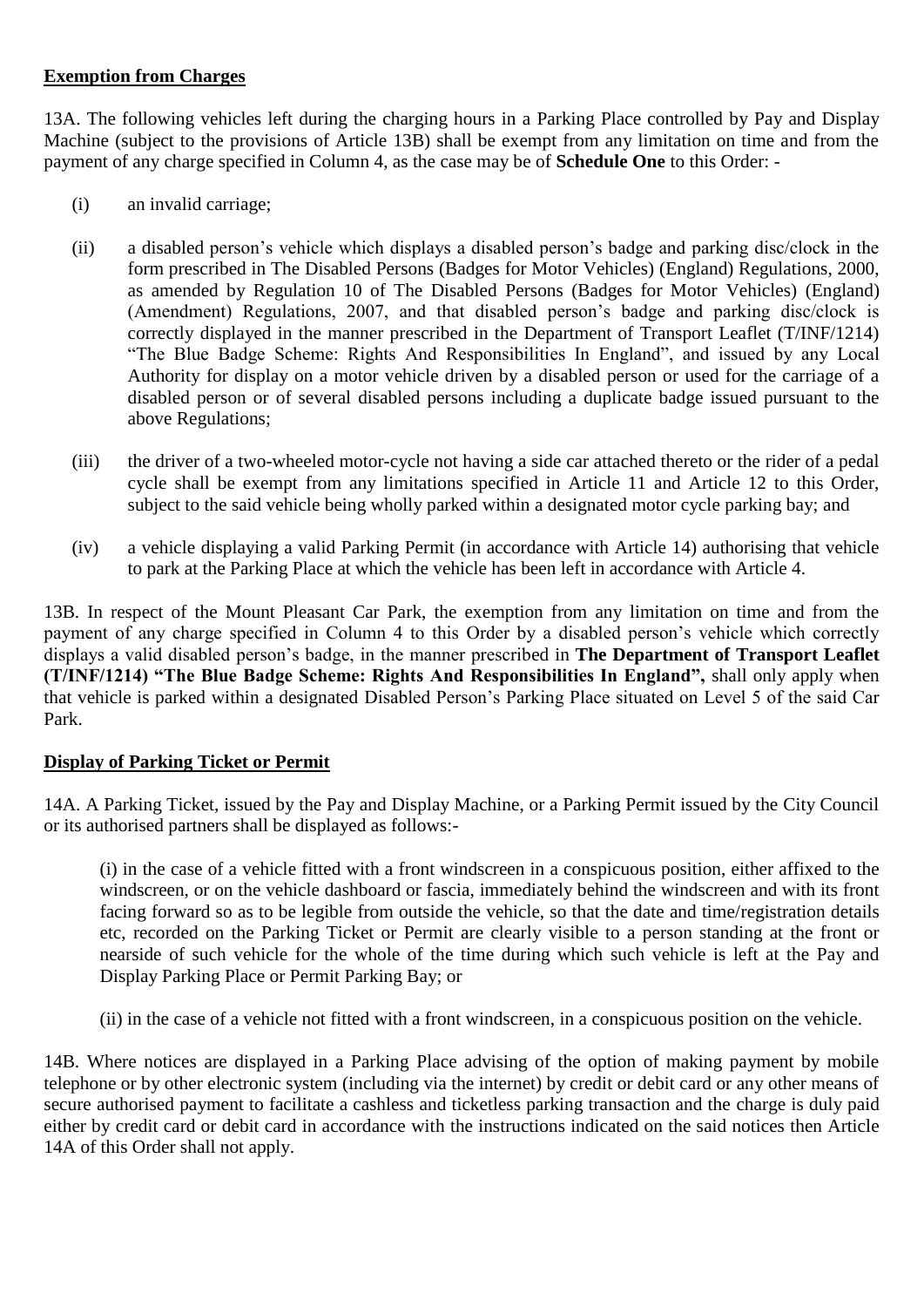**<u>Exemption from Charges</u>**

13A. The following vehicles left during the charging hours in a Parking Place controlled by Pay and Display Machine (subject to the provisions of Article 13B) shall be exempt from any limitation on time and from the payment of any charge specified in Column 4, as the case may be of **Schedule One** to this Order: -

(i) an invalid carriage;

(ii) a disabled person's vehicle which displays a disabled person's badge and parking disc/clock in the form prescribed in The Disabled Persons (Badges for Motor Vehicles) (England) Regulations, 2000, as amended by Regulation 10 of The Disabled Persons (Badges for Motor Vehicles) (England) (Amendment) Regulations, 2007, and that disabled person's badge and parking disc/clock is correctly displayed in the manner prescribed in the Department of Transport Leaflet (T/INF/1214) "The Blue Badge Scheme: Rights And Responsibilities In England", and issued by any Local Authority for display on a motor vehicle driven by a disabled person or used for the carriage of a disabled person or of several disabled persons including a duplicate badge issued pursuant to the above Regulations;

(iii) the driver of a two-wheeled motor-cycle not having a side car attached thereto or the rider of a pedal cycle shall be exempt from any limitations specified in Article 11 and Article 12 to this Order, subject to the said vehicle being wholly parked within a designated motor cycle parking bay; and

(iv) a vehicle displaying a valid Parking Permit (in accordance with Article 14) authorising that vehicle to park at the Parking Place at which the vehicle has been left in accordance with Article 4.

13B. In respect of the Mount Pleasant Car Park, the exemption from any limitation on time and from the payment of any charge specified in Column 4 to this Order by a disabled person's vehicle which correctly displays a valid disabled person's badge, in the manner prescribed in **The Department of Transport Leaflet (T/INF/1214) "The Blue Badge Scheme: Rights And Responsibilities In England",** shall only apply when that vehicle is parked within a designated Disabled Person's Parking Place situated on Level 5 of the said Car Park.

**<u>Display of Parking Ticket or Permit</u>**

14A. A Parking Ticket, issued by the Pay and Display Machine, or a Parking Permit issued by the City Council or its authorised partners shall be displayed as follows:-

(i) in the case of a vehicle fitted with a front windscreen in a conspicuous position, either affixed to the windscreen, or on the vehicle dashboard or fascia, immediately behind the windscreen and with its front facing forward so as to be legible from outside the vehicle, so that the date and time/registration details etc, recorded on the Parking Ticket or Permit are clearly visible to a person standing at the front or nearside of such vehicle for the whole of the time during which such vehicle is left at the Pay and Display Parking Place or Permit Parking Bay; or

(ii) in the case of a vehicle not fitted with a front windscreen, in a conspicuous position on the vehicle.

14B. Where notices are displayed in a Parking Place advising of the option of making payment by mobile telephone or by other electronic system (including via the internet) by credit or debit card or any other means of secure authorised payment to facilitate a cashless and ticketless parking transaction and the charge is duly paid either by credit card or debit card in accordance with the instructions indicated on the said notices then Article 14A of this Order shall not apply.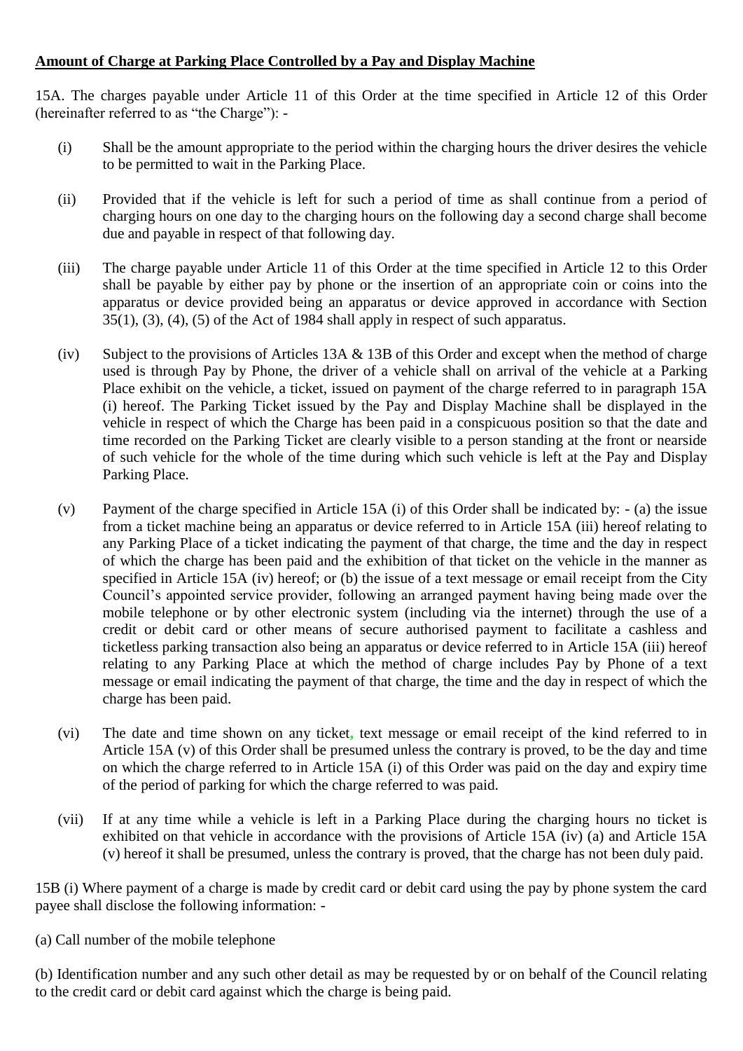**Amount of Charge at Parking Place Controlled by a Pay and Display Machine**

15A. The charges payable under Article 11 of this Order at the time specified in Article 12 of this Order (hereinafter referred to as "the Charge"): -

(i) Shall be the amount appropriate to the period within the charging hours the driver desires the vehicle to be permitted to wait in the Parking Place.

(ii) Provided that if the vehicle is left for such a period of time as shall continue from a period of charging hours on one day to the charging hours on the following day a second charge shall become due and payable in respect of that following day.

(iii) The charge payable under Article 11 of this Order at the time specified in Article 12 to this Order shall be payable by either pay by phone or the insertion of an appropriate coin or coins into the apparatus or device provided being an apparatus or device approved in accordance with Section 35(1), (3), (4), (5) of the Act of 1984 shall apply in respect of such apparatus.

(iv) Subject to the provisions of Articles 13A & 13B of this Order and except when the method of charge used is through Pay by Phone, the driver of a vehicle shall on arrival of the vehicle at a Parking Place exhibit on the vehicle, a ticket, issued on payment of the charge referred to in paragraph 15A (i) hereof. The Parking Ticket issued by the Pay and Display Machine shall be displayed in the vehicle in respect of which the Charge has been paid in a conspicuous position so that the date and time recorded on the Parking Ticket are clearly visible to a person standing at the front or nearside of such vehicle for the whole of the time during which such vehicle is left at the Pay and Display Parking Place.

(v) Payment of the charge specified in Article 15A (i) of this Order shall be indicated by: - (a) the issue from a ticket machine being an apparatus or device referred to in Article 15A (iii) hereof relating to any Parking Place of a ticket indicating the payment of that charge, the time and the day in respect of which the charge has been paid and the exhibition of that ticket on the vehicle in the manner as specified in Article 15A (iv) hereof; or (b) the issue of a text message or email receipt from the City Council's appointed service provider, following an arranged payment having being made over the mobile telephone or by other electronic system (including via the internet) through the use of a credit or debit card or other means of secure authorised payment to facilitate a cashless and ticketless parking transaction also being an apparatus or device referred to in Article 15A (iii) hereof relating to any Parking Place at which the method of charge includes Pay by Phone of a text message or email indicating the payment of that charge, the time and the day in respect of which the charge has been paid.

(vi) The date and time shown on any ticket, text message or email receipt of the kind referred to in Article 15A (v) of this Order shall be presumed unless the contrary is proved, to be the day and time on which the charge referred to in Article 15A (i) of this Order was paid on the day and expiry time of the period of parking for which the charge referred to was paid.

(vii) If at any time while a vehicle is left in a Parking Place during the charging hours no ticket is exhibited on that vehicle in accordance with the provisions of Article 15A (iv) (a) and Article 15A (v) hereof it shall be presumed, unless the contrary is proved, that the charge has not been duly paid.

15B (i) Where payment of a charge is made by credit card or debit card using the pay by phone system the card payee shall disclose the following information: -

(a) Call number of the mobile telephone

(b) Identification number and any such other detail as may be requested by or on behalf of the Council relating to the credit card or debit card against which the charge is being paid.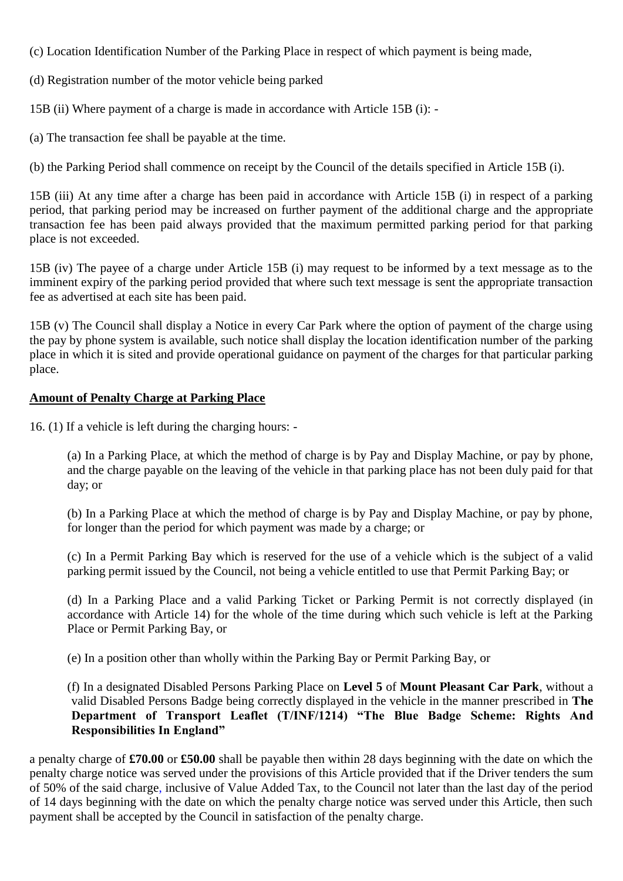(c) Location Identification Number of the Parking Place in respect of which payment is being made,

(d) Registration number of the motor vehicle being parked

15B (ii) Where payment of a charge is made in accordance with Article 15B (i): -

(a) The transaction fee shall be payable at the time.

(b) the Parking Period shall commence on receipt by the Council of the details specified in Article 15B (i).

15B (iii) At any time after a charge has been paid in accordance with Article 15B (i) in respect of a parking period, that parking period may be increased on further payment of the additional charge and the appropriate transaction fee has been paid always provided that the maximum permitted parking period for that parking place is not exceeded.

15B (iv) The payee of a charge under Article 15B (i) may request to be informed by a text message as to the imminent expiry of the parking period provided that where such text message is sent the appropriate transaction fee as advertised at each site has been paid.

15B (v) The Council shall display a Notice in every Car Park where the option of payment of the charge using the pay by phone system is available, such notice shall display the location identification number of the parking place in which it is sited and provide operational guidance on payment of the charges for that particular parking place.

**Amount of Penalty Charge at Parking Place**

16. (1) If a vehicle is left during the charging hours: -

(a) In a Parking Place, at which the method of charge is by Pay and Display Machine, or pay by phone, and the charge payable on the leaving of the vehicle in that parking place has not been duly paid for that day; or

(b) In a Parking Place at which the method of charge is by Pay and Display Machine, or pay by phone, for longer than the period for which payment was made by a charge; or

(c) In a Permit Parking Bay which is reserved for the use of a vehicle which is the subject of a valid parking permit issued by the Council, not being a vehicle entitled to use that Permit Parking Bay; or

(d) In a Parking Place and a valid Parking Ticket or Parking Permit is not correctly displayed (in accordance with Article 14) for the whole of the time during which such vehicle is left at the Parking Place or Permit Parking Bay, or

(e) In a position other than wholly within the Parking Bay or Permit Parking Bay, or

(f) In a designated Disabled Persons Parking Place on **Level 5** of **Mount Pleasant Car Park**, without a valid Disabled Persons Badge being correctly displayed in the vehicle in the manner prescribed in **The Department of Transport Leaflet (T/INF/1214) "The Blue Badge Scheme: Rights And Responsibilities In England"**

a penalty charge of **£70.00** or **£50.00** shall be payable then within 28 days beginning with the date on which the penalty charge notice was served under the provisions of this Article provided that if the Driver tenders the sum of 50% of the said charge, inclusive of Value Added Tax, to the Council not later than the last day of the period of 14 days beginning with the date on which the penalty charge notice was served under this Article, then such payment shall be accepted by the Council in satisfaction of the penalty charge.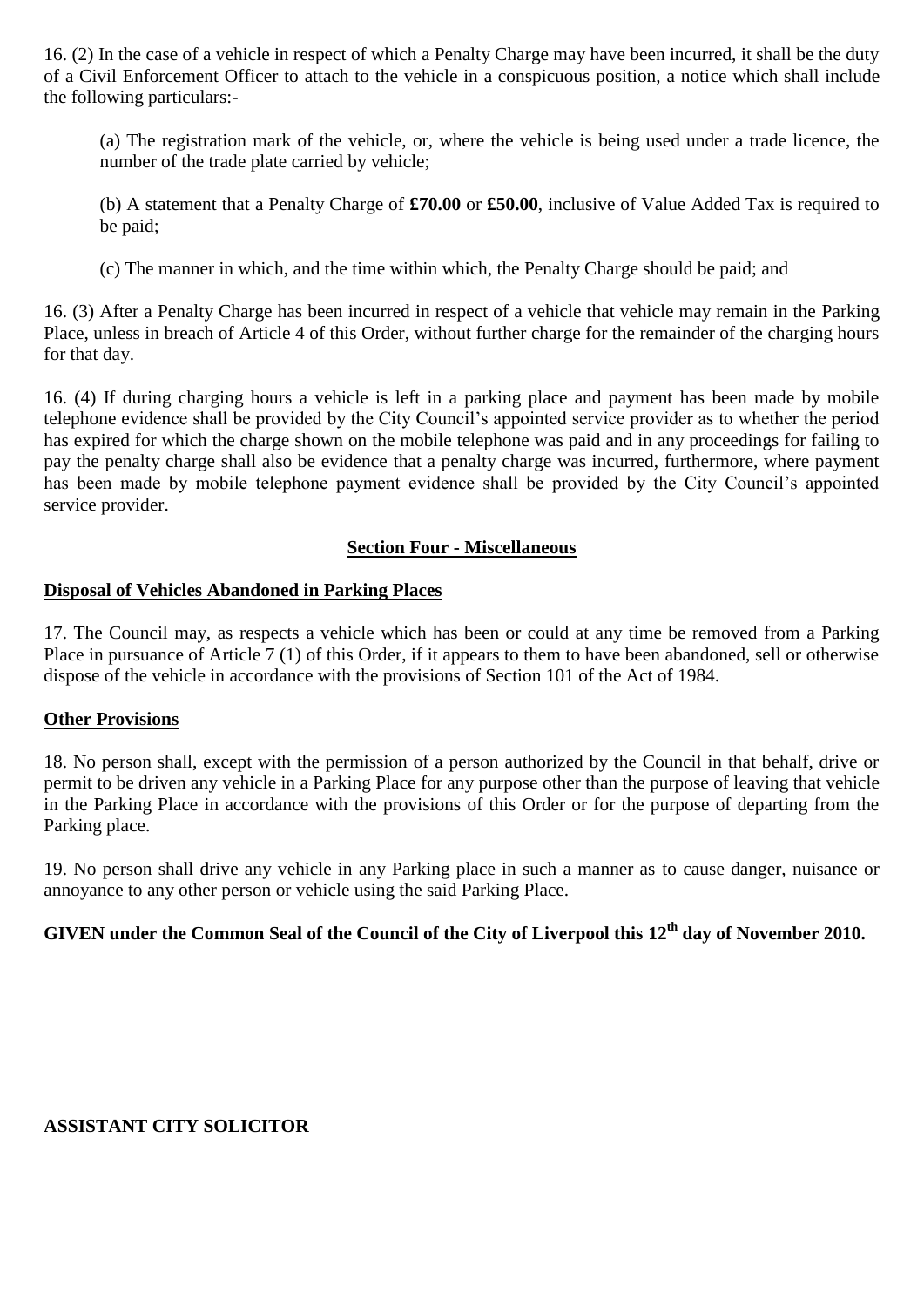16. (2) In the case of a vehicle in respect of which a Penalty Charge may have been incurred, it shall be the duty of a Civil Enforcement Officer to attach to the vehicle in a conspicuous position, a notice which shall include the following particulars:-

(a) The registration mark of the vehicle, or, where the vehicle is being used under a trade licence, the number of the trade plate carried by vehicle;

(b) A statement that a Penalty Charge of **£70.00** or **£50.00**, inclusive of Value Added Tax is required to be paid;

(c) The manner in which, and the time within which, the Penalty Charge should be paid; and

16. (3) After a Penalty Charge has been incurred in respect of a vehicle that vehicle may remain in the Parking Place, unless in breach of Article 4 of this Order, without further charge for the remainder of the charging hours for that day.

16. (4) If during charging hours a vehicle is left in a parking place and payment has been made by mobile telephone evidence shall be provided by the City Council's appointed service provider as to whether the period has expired for which the charge shown on the mobile telephone was paid and in any proceedings for failing to pay the penalty charge shall also be evidence that a penalty charge was incurred, furthermore, where payment has been made by mobile telephone payment evidence shall be provided by the City Council's appointed service provider.

## Section Four - Miscellaneous

### Disposal of Vehicles Abandoned in Parking Places

17. The Council may, as respects a vehicle which has been or could at any time be removed from a Parking Place in pursuance of Article 7 (1) of this Order, if it appears to them to have been abandoned, sell or otherwise dispose of the vehicle in accordance with the provisions of Section 101 of the Act of 1984.

### Other Provisions

18. No person shall, except with the permission of a person authorized by the Council in that behalf, drive or permit to be driven any vehicle in a Parking Place for any purpose other than the purpose of leaving that vehicle in the Parking Place in accordance with the provisions of this Order or for the purpose of departing from the Parking place.

19. No person shall drive any vehicle in any Parking place in such a manner as to cause danger, nuisance or annoyance to any other person or vehicle using the said Parking Place.

**GIVEN under the Common Seal of the Council of the City of Liverpool this 12th day of November 2010.**

**ASSISTANT CITY SOLICITOR**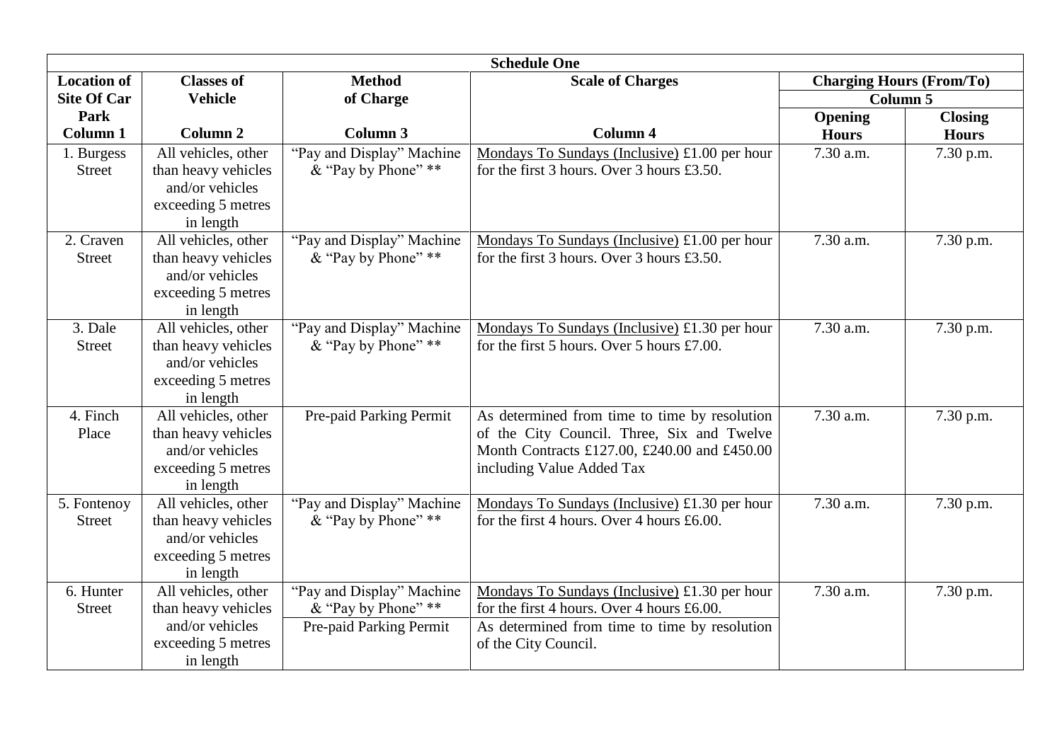| Schedule One | | | | | |
|---|---|---|---|---|---|
| **Location of Site Of Car Park Column 1** | **Classes of Vehicle Column 2** | **Method of Charge Column 3** | **Scale of Charges Column 4** | **Charging Hours (From/To) Column 5** | |
| | | | | **Opening Hours** | **Closing Hours** |
| 1. Burgess Street | All vehicles, other than heavy vehicles and/or vehicles exceeding 5 metres in length | "Pay and Display" Machine & "Pay by Phone" ** | Mondays To Sundays (Inclusive) £1.00 per hour for the first 3 hours. Over 3 hours £3.50. | 7.30 a.m. | 7.30 p.m. |
| 2. Craven Street | All vehicles, other than heavy vehicles and/or vehicles exceeding 5 metres in length | "Pay and Display" Machine & "Pay by Phone" ** | Mondays To Sundays (Inclusive) £1.00 per hour for the first 3 hours. Over 3 hours £3.50. | 7.30 a.m. | 7.30 p.m. |
| 3. Dale Street | All vehicles, other than heavy vehicles and/or vehicles exceeding 5 metres in length | "Pay and Display" Machine & "Pay by Phone" ** | Mondays To Sundays (Inclusive) £1.30 per hour for the first 5 hours. Over 5 hours £7.00. | 7.30 a.m. | 7.30 p.m. |
| 4. Finch Place | All vehicles, other than heavy vehicles and/or vehicles exceeding 5 metres in length | Pre-paid Parking Permit | As determined from time to time by resolution of the City Council. Three, Six and Twelve Month Contracts £127.00, £240.00 and £450.00 including Value Added Tax | 7.30 a.m. | 7.30 p.m. |
| 5. Fontenoy Street | All vehicles, other than heavy vehicles and/or vehicles exceeding 5 metres in length | "Pay and Display" Machine & "Pay by Phone" ** | Mondays To Sundays (Inclusive) £1.30 per hour for the first 4 hours. Over 4 hours £6.00. | 7.30 a.m. | 7.30 p.m. |
| 6. Hunter Street | All vehicles, other than heavy vehicles and/or vehicles exceeding 5 metres in length | "Pay and Display" Machine & "Pay by Phone" ** | Mondays To Sundays (Inclusive) £1.30 per hour for the first 4 hours. Over 4 hours £6.00. | 7.30 a.m. | 7.30 p.m. |
| | | Pre-paid Parking Permit | As determined from time to time by resolution of the City Council. | | |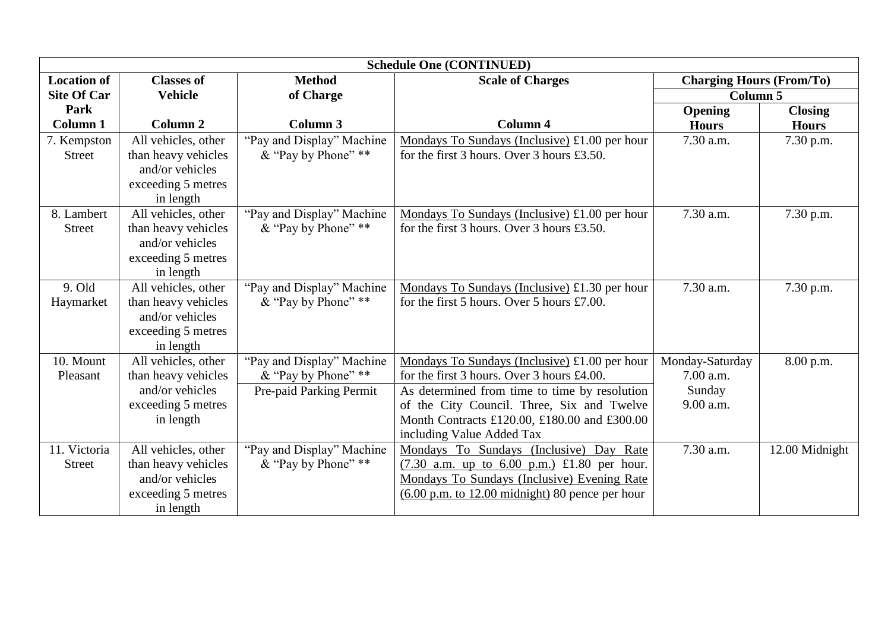| Schedule One (CONTINUED) | | | | | |
|---|---|---|---|---|---|
| **Location of Site Of Car Park** | **Classes of Vehicle** | **Method of Charge** | **Scale of Charges** | **Charging Hours (From/To)** | |
| | | | | **Column 5** | |
| | | | | **Opening Hours** | **Closing Hours** |
| **Column 1** | **Column 2** | **Column 3** | **Column 4** | | |
| 7. Kempston Street | All vehicles, other than heavy vehicles and/or vehicles exceeding 5 metres in length | "Pay and Display" Machine & "Pay by Phone" ** | Mondays To Sundays (Inclusive) £1.00 per hour for the first 3 hours. Over 3 hours £3.50. | 7.30 a.m. | 7.30 p.m. |
| 8. Lambert Street | All vehicles, other than heavy vehicles and/or vehicles exceeding 5 metres in length | "Pay and Display" Machine & "Pay by Phone" ** | Mondays To Sundays (Inclusive) £1.00 per hour for the first 3 hours. Over 3 hours £3.50. | 7.30 a.m. | 7.30 p.m. |
| 9. Old Haymarket | All vehicles, other than heavy vehicles and/or vehicles exceeding 5 metres in length | "Pay and Display" Machine & "Pay by Phone" ** | Mondays To Sundays (Inclusive) £1.30 per hour for the first 5 hours. Over 5 hours £7.00. | 7.30 a.m. | 7.30 p.m. |
| 10. Mount Pleasant | All vehicles, other than heavy vehicles and/or vehicles exceeding 5 metres in length | "Pay and Display" Machine & "Pay by Phone" ** | Mondays To Sundays (Inclusive) £1.00 per hour for the first 3 hours. Over 3 hours £4.00. | Monday-Saturday 7.00 a.m. Sunday 9.00 a.m. | 8.00 p.m. |
| | | Pre-paid Parking Permit | As determined from time to time by resolution of the City Council. Three, Six and Twelve Month Contracts £120.00, £180.00 and £300.00 including Value Added Tax | | |
| 11. Victoria Street | All vehicles, other than heavy vehicles and/or vehicles exceeding 5 metres in length | "Pay and Display" Machine & "Pay by Phone" ** | Mondays To Sundays (Inclusive) Day Rate (7.30 a.m. up to 6.00 p.m.) £1.80 per hour. Mondays To Sundays (Inclusive) Evening Rate (6.00 p.m. to 12.00 midnight) 80 pence per hour | 7.30 a.m. | 12.00 Midnight |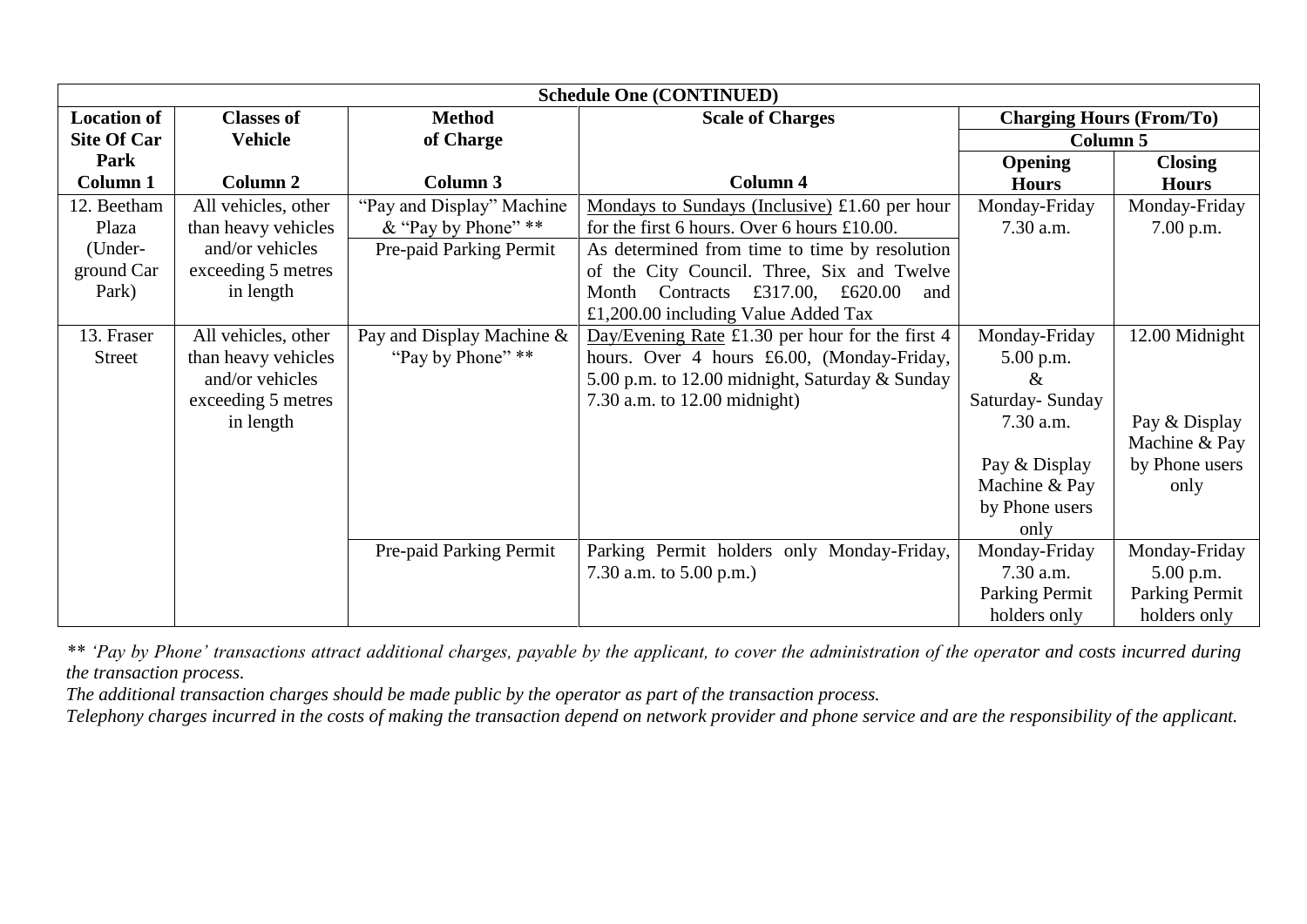| Schedule One (CONTINUED) | | | | | |
|---|---|---|---|---|---|
| **Location of Site Of Car Park** | **Classes of Vehicle** | **Method of Charge** | **Scale of Charges** | **Charging Hours (From/To)** | |
| | | | | **Column 5** | |
| | | | | **Opening Hours** | **Closing Hours** |
| **Column 1** | **Column 2** | **Column 3** | **Column 4** | | |
| 12. Beetham Plaza (Under-ground Car Park) | All vehicles, other than heavy vehicles and/or vehicles exceeding 5 metres in length | "Pay and Display" Machine & "Pay by Phone" ** | Mondays to Sundays (Inclusive) £1.60 per hour for the first 6 hours. Over 6 hours £10.00. | Monday-Friday 7.30 a.m. | Monday-Friday 7.00 p.m. |
| | | Pre-paid Parking Permit | As determined from time to time by resolution of the City Council. Three, Six and Twelve Month Contracts £317.00, £620.00 and £1,200.00 including Value Added Tax | | |
| 13. Fraser Street | All vehicles, other than heavy vehicles and/or vehicles exceeding 5 metres in length | Pay and Display Machine & "Pay by Phone" ** | Day/Evening Rate £1.30 per hour for the first 4 hours. Over 4 hours £6.00, (Monday-Friday, 5.00 p.m. to 12.00 midnight, Saturday & Sunday 7.30 a.m. to 12.00 midnight) | Monday-Friday 5.00 p.m. & Saturday- Sunday 7.30 a.m. Pay & Display Machine & Pay by Phone users only | 12.00 Midnight Pay & Display Machine & Pay by Phone users only |
| | | Pre-paid Parking Permit | Parking Permit holders only Monday-Friday, 7.30 a.m. to 5.00 p.m.) | Monday-Friday 7.30 a.m. Parking Permit holders only | Monday-Friday 5.00 p.m. Parking Permit holders only |

*** 'Pay by Phone' transactions attract additional charges, payable by the applicant, to cover the administration of the operator and costs incurred during the transaction process.*

*The additional transaction charges should be made public by the operator as part of the transaction process.*

*Telephony charges incurred in the costs of making the transaction depend on network provider and phone service and are the responsibility of the applicant.*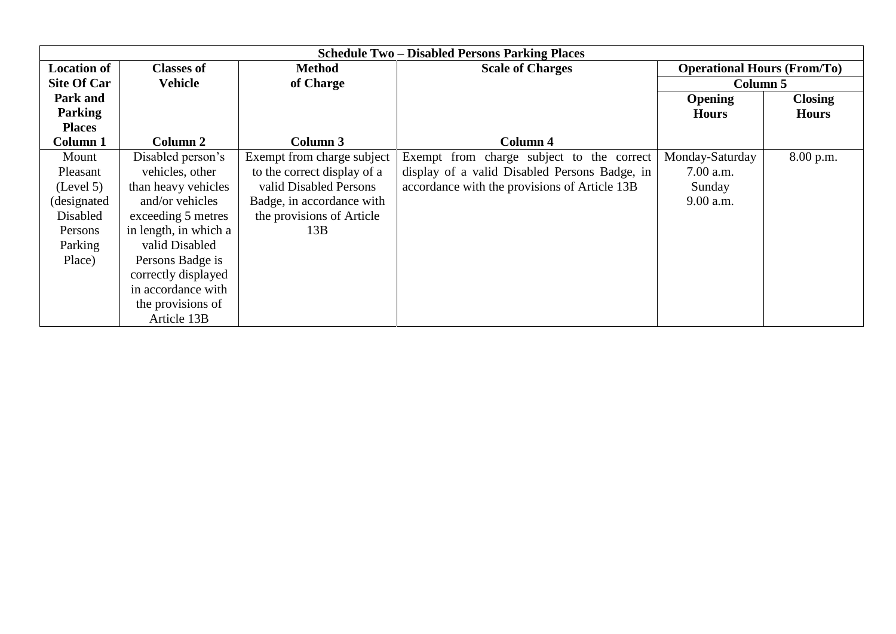| Schedule Two – Disabled Persons Parking Places | | | | | |
|---|---|---|---|---|---|
| **Location of Site Of Car Park and Parking Places** | **Classes of Vehicle** | **Method of Charge** | **Scale of Charges** | **Operational Hours (From/To)** | |
| | | | | **Column 5** | |
| | | | | **Opening Hours** | **Closing Hours** |
| **Column 1** | **Column 2** | **Column 3** | **Column 4** | | |
| Mount Pleasant (Level 5) (designated Disabled Persons Parking Place) | Disabled person's vehicles, other than heavy vehicles and/or vehicles exceeding 5 metres in length, in which a valid Disabled Persons Badge is correctly displayed in accordance with the provisions of Article 13B | Exempt from charge subject to the correct display of a valid Disabled Persons Badge, in accordance with the provisions of Article 13B | Exempt from charge subject to the correct display of a valid Disabled Persons Badge, in accordance with the provisions of Article 13B | Monday-Saturday 7.00 a.m. Sunday 9.00 a.m. | 8.00 p.m. |